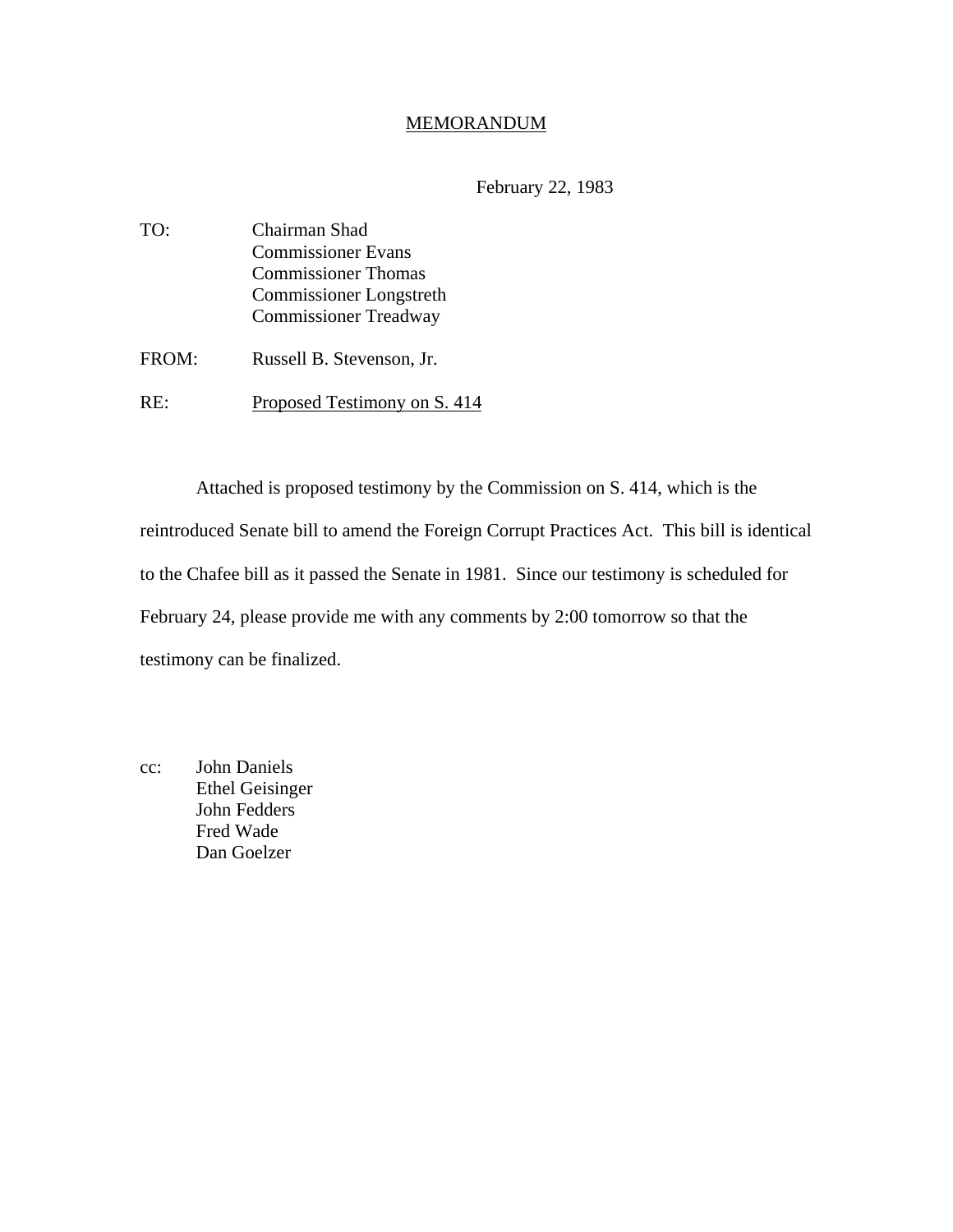# MEMORANDUM

February 22, 1983

TO: Chairman Shad
Commissioner Evans
Commissioner Thomas
Commissioner Longstreth
Commissioner Treadway

FROM: Russell B. Stevenson, Jr.

RE: Proposed Testimony on S. 414

Attached is proposed testimony by the Commission on S. 414, which is the reintroduced Senate bill to amend the Foreign Corrupt Practices Act. This bill is identical to the Chafee bill as it passed the Senate in 1981. Since our testimony is scheduled for February 24, please provide me with any comments by 2:00 tomorrow so that the testimony can be finalized.

cc: John Daniels
Ethel Geisinger
John Fedders
Fred Wade
Dan Goelzer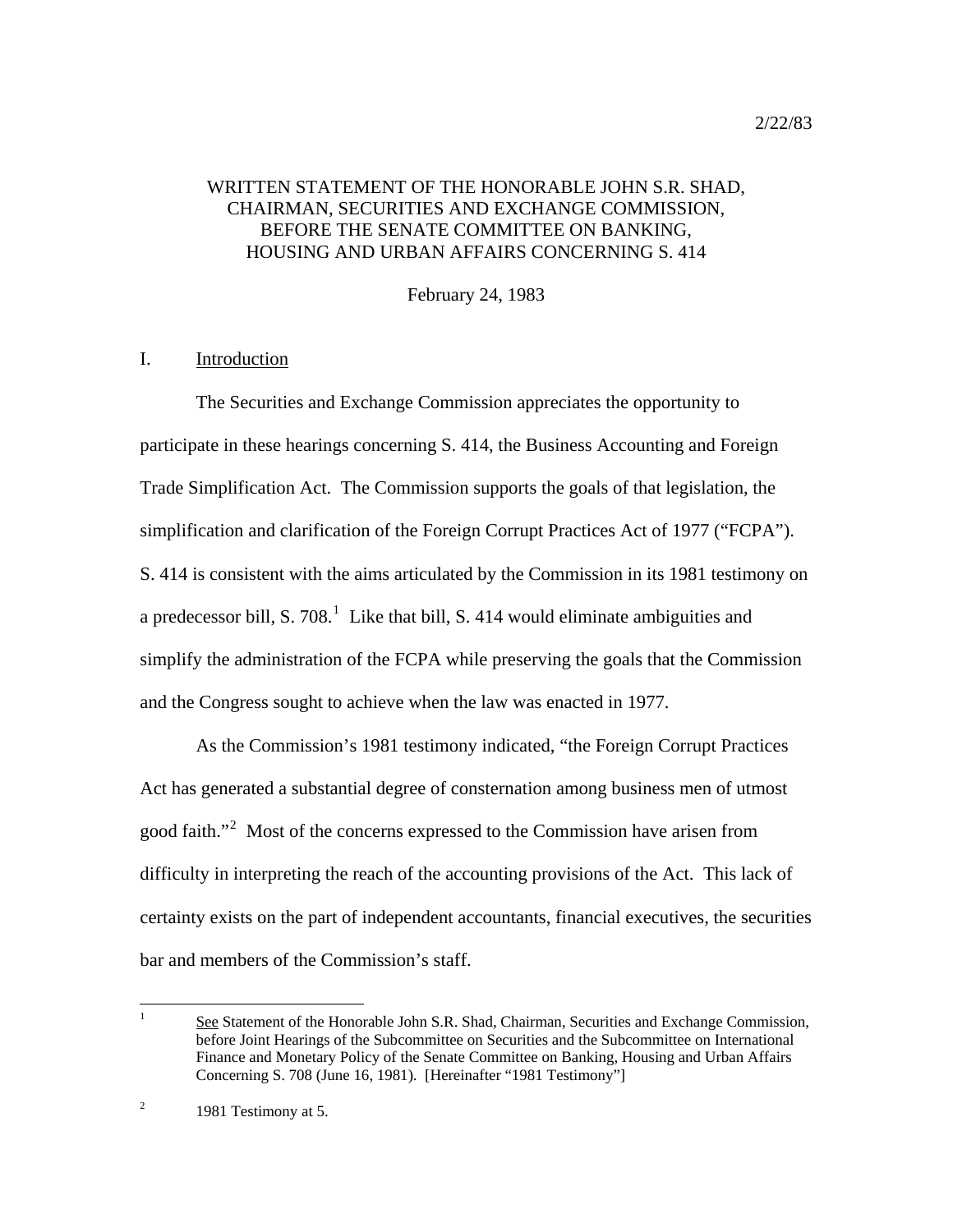2/22/83

WRITTEN STATEMENT OF THE HONORABLE JOHN S.R. SHAD, CHAIRMAN, SECURITIES AND EXCHANGE COMMISSION, BEFORE THE SENATE COMMITTEE ON BANKING, HOUSING AND URBAN AFFAIRS CONCERNING S. 414

February 24, 1983

## I. Introduction

The Securities and Exchange Commission appreciates the opportunity to participate in these hearings concerning S. 414, the Business Accounting and Foreign Trade Simplification Act. The Commission supports the goals of that legislation, the simplification and clarification of the Foreign Corrupt Practices Act of 1977 ("FCPA"). S. 414 is consistent with the aims articulated by the Commission in its 1981 testimony on a predecessor bill, S. 708.[1] Like that bill, S. 414 would eliminate ambiguities and simplify the administration of the FCPA while preserving the goals that the Commission and the Congress sought to achieve when the law was enacted in 1977.

As the Commission's 1981 testimony indicated, "the Foreign Corrupt Practices Act has generated a substantial degree of consternation among business men of utmost good faith."[2] Most of the concerns expressed to the Commission have arisen from difficulty in interpreting the reach of the accounting provisions of the Act. This lack of certainty exists on the part of independent accountants, financial executives, the securities bar and members of the Commission's staff.

---

[1] See Statement of the Honorable John S.R. Shad, Chairman, Securities and Exchange Commission, before Joint Hearings of the Subcommittee on Securities and the Subcommittee on International Finance and Monetary Policy of the Senate Committee on Banking, Housing and Urban Affairs Concerning S. 708 (June 16, 1981). [Hereinafter "1981 Testimony"]

[2] 1981 Testimony at 5.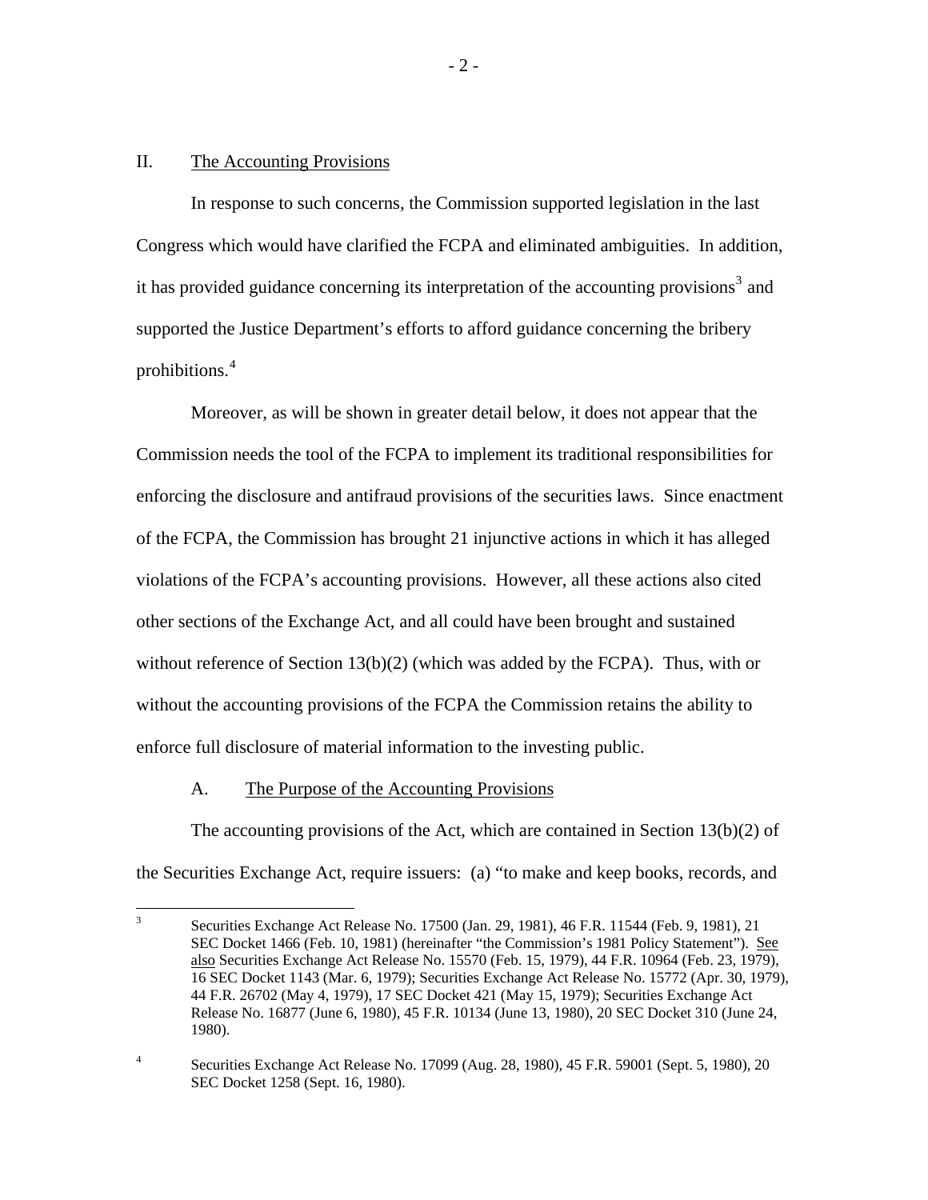## II. The Accounting Provisions

In response to such concerns, the Commission supported legislation in the last Congress which would have clarified the FCPA and eliminated ambiguities. In addition, it has provided guidance concerning its interpretation of the accounting provisions[3] and supported the Justice Department's efforts to afford guidance concerning the bribery prohibitions.[4]

Moreover, as will be shown in greater detail below, it does not appear that the Commission needs the tool of the FCPA to implement its traditional responsibilities for enforcing the disclosure and antifraud provisions of the securities laws. Since enactment of the FCPA, the Commission has brought 21 injunctive actions in which it has alleged violations of the FCPA's accounting provisions. However, all these actions also cited other sections of the Exchange Act, and all could have been brought and sustained without reference of Section 13(b)(2) (which was added by the FCPA). Thus, with or without the accounting provisions of the FCPA the Commission retains the ability to enforce full disclosure of material information to the investing public.

### A. The Purpose of the Accounting Provisions

The accounting provisions of the Act, which are contained in Section 13(b)(2) of the Securities Exchange Act, require issuers: (a) "to make and keep books, records, and

---

[3] Securities Exchange Act Release No. 17500 (Jan. 29, 1981), 46 F.R. 11544 (Feb. 9, 1981), 21 SEC Docket 1466 (Feb. 10, 1981) (hereinafter "the Commission's 1981 Policy Statement"). See also Securities Exchange Act Release No. 15570 (Feb. 15, 1979), 44 F.R. 10964 (Feb. 23, 1979), 16 SEC Docket 1143 (Mar. 6, 1979); Securities Exchange Act Release No. 15772 (Apr. 30, 1979), 44 F.R. 26702 (May 4, 1979), 17 SEC Docket 421 (May 15, 1979); Securities Exchange Act Release No. 16877 (June 6, 1980), 45 F.R. 10134 (June 13, 1980), 20 SEC Docket 310 (June 24, 1980).

[4] Securities Exchange Act Release No. 17099 (Aug. 28, 1980), 45 F.R. 59001 (Sept. 5, 1980), 20 SEC Docket 1258 (Sept. 16, 1980).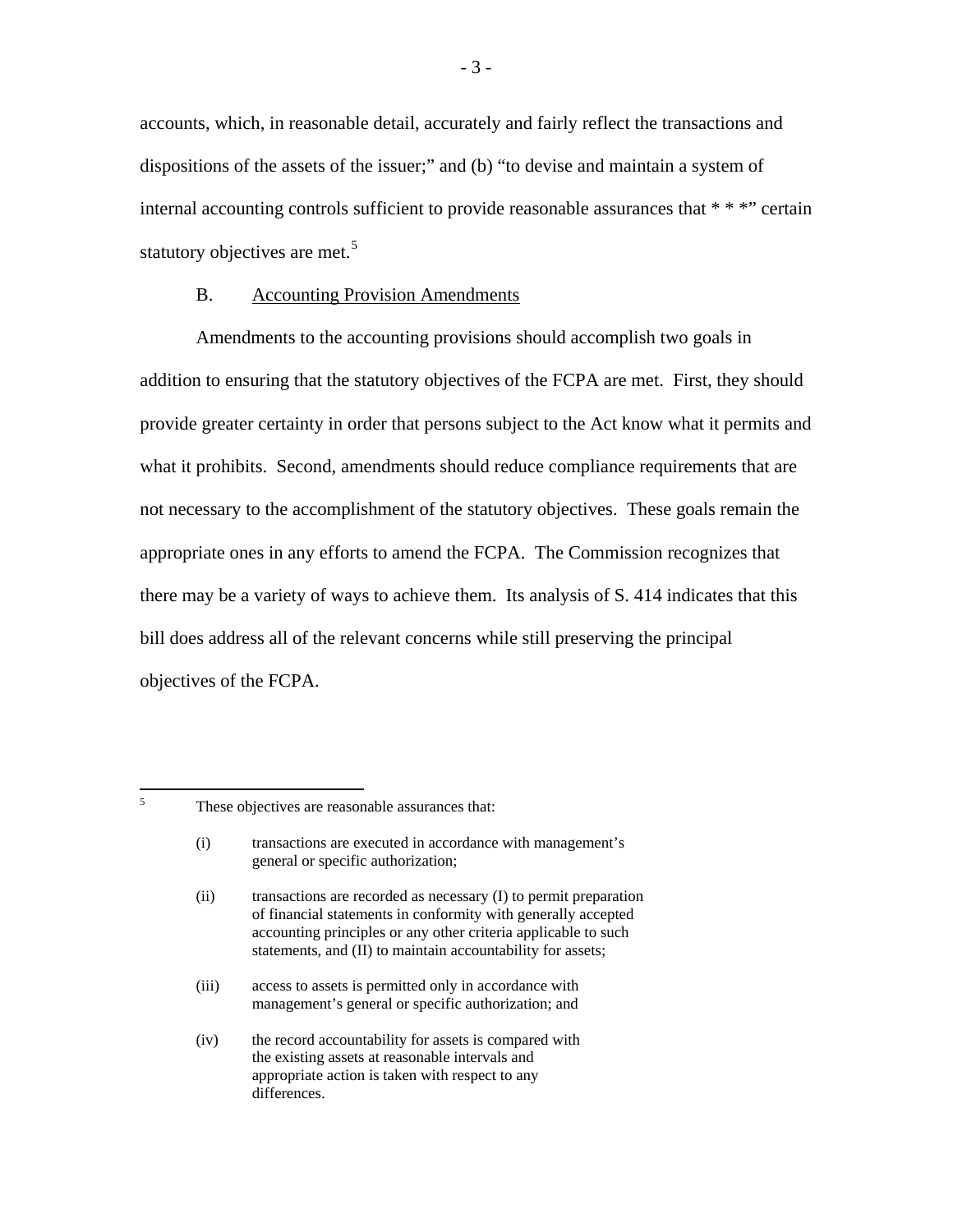accounts, which, in reasonable detail, accurately and fairly reflect the transactions and dispositions of the assets of the issuer;" and (b) "to devise and maintain a system of internal accounting controls sufficient to provide reasonable assurances that * * *" certain statutory objectives are met.[5]

B. Accounting Provision Amendments

Amendments to the accounting provisions should accomplish two goals in addition to ensuring that the statutory objectives of the FCPA are met. First, they should provide greater certainty in order that persons subject to the Act know what it permits and what it prohibits. Second, amendments should reduce compliance requirements that are not necessary to the accomplishment of the statutory objectives. These goals remain the appropriate ones in any efforts to amend the FCPA. The Commission recognizes that there may be a variety of ways to achieve them. Its analysis of S. 414 indicates that this bill does address all of the relevant concerns while still preserving the principal objectives of the FCPA.

---

[5] These objectives are reasonable assurances that:

(i) transactions are executed in accordance with management's general or specific authorization;

(ii) transactions are recorded as necessary (I) to permit preparation of financial statements in conformity with generally accepted accounting principles or any other criteria applicable to such statements, and (II) to maintain accountability for assets;

(iii) access to assets is permitted only in accordance with management's general or specific authorization; and

(iv) the record accountability for assets is compared with the existing assets at reasonable intervals and appropriate action is taken with respect to any differences.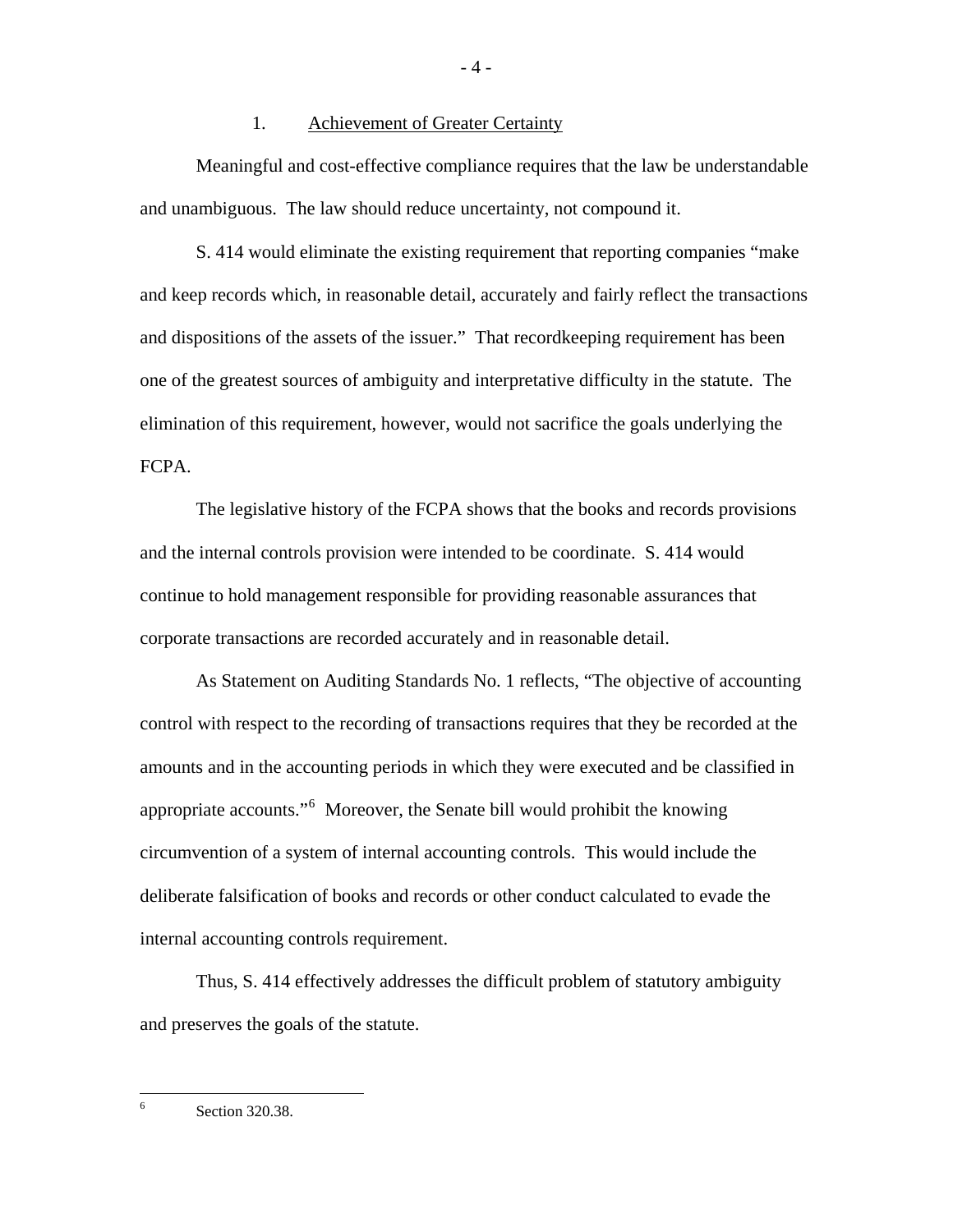1. <u>Achievement of Greater Certainty</u>

Meaningful and cost-effective compliance requires that the law be understandable and unambiguous. The law should reduce uncertainty, not compound it.

S. 414 would eliminate the existing requirement that reporting companies "make and keep records which, in reasonable detail, accurately and fairly reflect the transactions and dispositions of the assets of the issuer." That recordkeeping requirement has been one of the greatest sources of ambiguity and interpretative difficulty in the statute. The elimination of this requirement, however, would not sacrifice the goals underlying the FCPA.

The legislative history of the FCPA shows that the books and records provisions and the internal controls provision were intended to be coordinate. S. 414 would continue to hold management responsible for providing reasonable assurances that corporate transactions are recorded accurately and in reasonable detail.

As Statement on Auditing Standards No. 1 reflects, "The objective of accounting control with respect to the recording of transactions requires that they be recorded at the amounts and in the accounting periods in which they were executed and be classified in appropriate accounts."[6] Moreover, the Senate bill would prohibit the knowing circumvention of a system of internal accounting controls. This would include the deliberate falsification of books and records or other conduct calculated to evade the internal accounting controls requirement.

Thus, S. 414 effectively addresses the difficult problem of statutory ambiguity and preserves the goals of the statute.

---

[6] Section 320.38.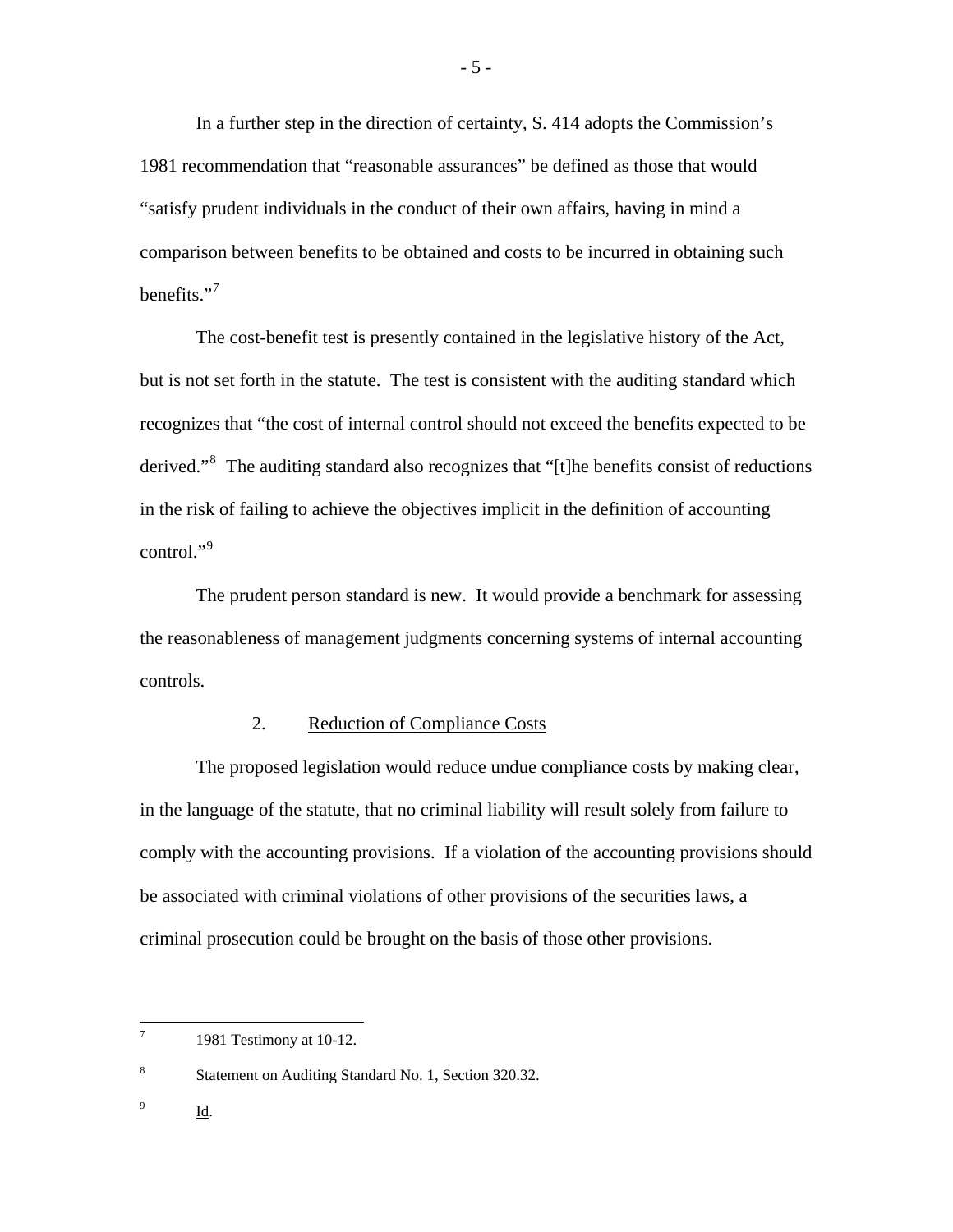In a further step in the direction of certainty, S. 414 adopts the Commission's 1981 recommendation that "reasonable assurances" be defined as those that would "satisfy prudent individuals in the conduct of their own affairs, having in mind a comparison between benefits to be obtained and costs to be incurred in obtaining such benefits."[7]

The cost-benefit test is presently contained in the legislative history of the Act, but is not set forth in the statute. The test is consistent with the auditing standard which recognizes that "the cost of internal control should not exceed the benefits expected to be derived."[8] The auditing standard also recognizes that "[t]he benefits consist of reductions in the risk of failing to achieve the objectives implicit in the definition of accounting control."[9]

The prudent person standard is new. It would provide a benchmark for assessing the reasonableness of management judgments concerning systems of internal accounting controls.

2. Reduction of Compliance Costs

The proposed legislation would reduce undue compliance costs by making clear, in the language of the statute, that no criminal liability will result solely from failure to comply with the accounting provisions. If a violation of the accounting provisions should be associated with criminal violations of other provisions of the securities laws, a criminal prosecution could be brought on the basis of those other provisions.

---

[7] 1981 Testimony at 10-12.

[8] Statement on Auditing Standard No. 1, Section 320.32.

[9] Id.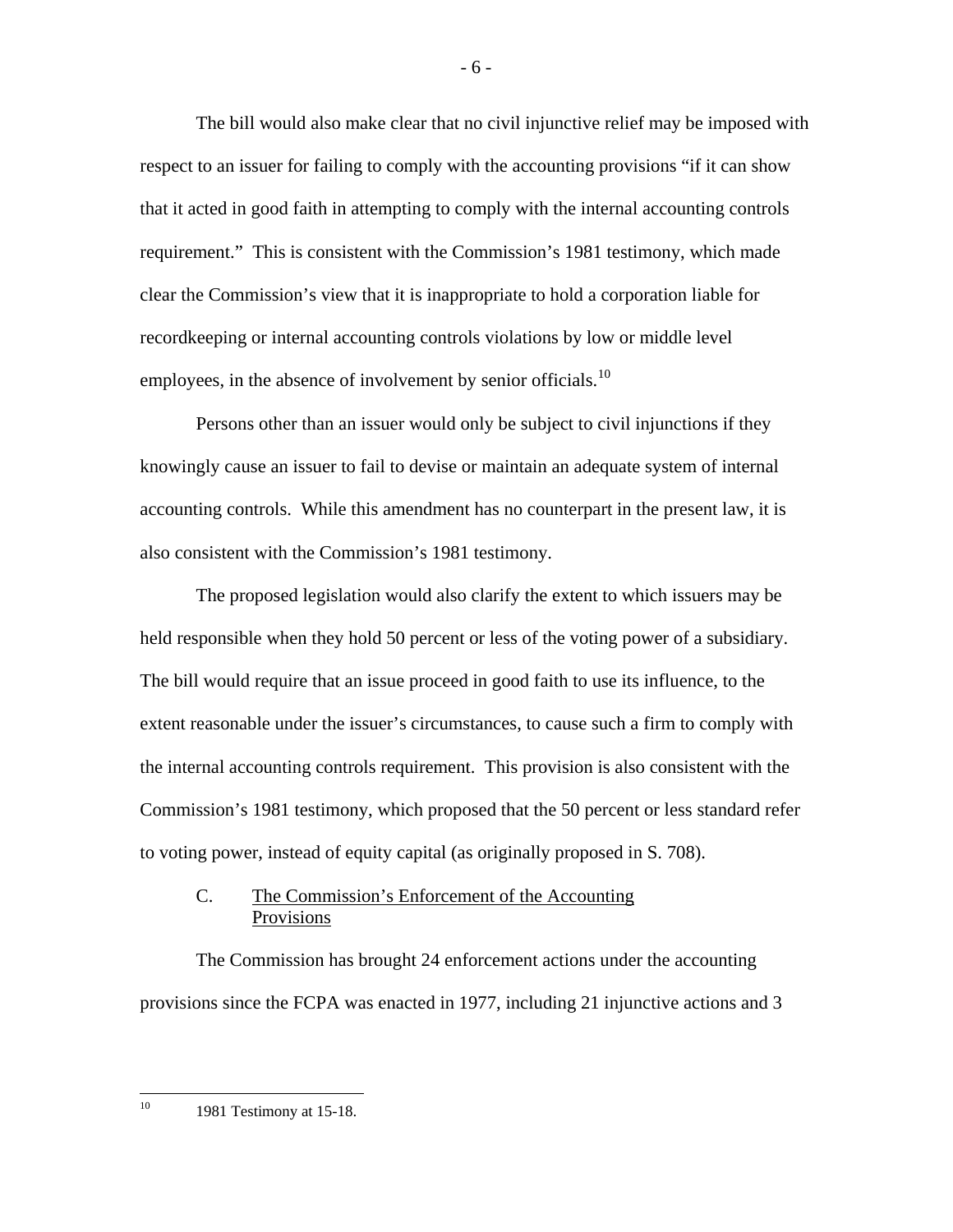The bill would also make clear that no civil injunctive relief may be imposed with respect to an issuer for failing to comply with the accounting provisions "if it can show that it acted in good faith in attempting to comply with the internal accounting controls requirement." This is consistent with the Commission's 1981 testimony, which made clear the Commission's view that it is inappropriate to hold a corporation liable for recordkeeping or internal accounting controls violations by low or middle level employees, in the absence of involvement by senior officials.[10]

Persons other than an issuer would only be subject to civil injunctions if they knowingly cause an issuer to fail to devise or maintain an adequate system of internal accounting controls. While this amendment has no counterpart in the present law, it is also consistent with the Commission's 1981 testimony.

The proposed legislation would also clarify the extent to which issuers may be held responsible when they hold 50 percent or less of the voting power of a subsidiary. The bill would require that an issue proceed in good faith to use its influence, to the extent reasonable under the issuer's circumstances, to cause such a firm to comply with the internal accounting controls requirement. This provision is also consistent with the Commission's 1981 testimony, which proposed that the 50 percent or less standard refer to voting power, instead of equity capital (as originally proposed in S. 708).

### C. The Commission's Enforcement of the Accounting Provisions

The Commission has brought 24 enforcement actions under the accounting provisions since the FCPA was enacted in 1977, including 21 injunctive actions and 3

[10] 1981 Testimony at 15-18.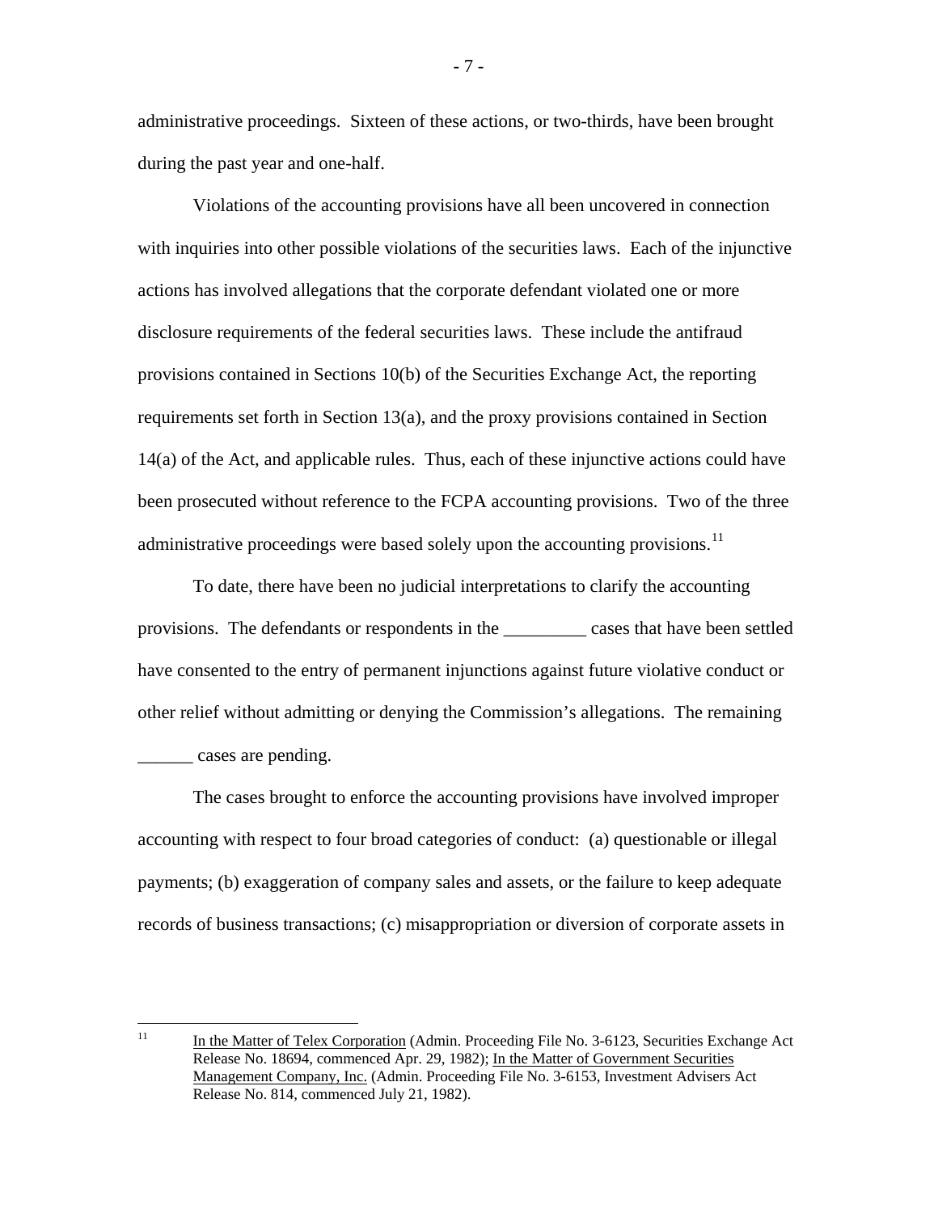administrative proceedings. Sixteen of these actions, or two-thirds, have been brought during the past year and one-half.

Violations of the accounting provisions have all been uncovered in connection with inquiries into other possible violations of the securities laws. Each of the injunctive actions has involved allegations that the corporate defendant violated one or more disclosure requirements of the federal securities laws. These include the antifraud provisions contained in Sections 10(b) of the Securities Exchange Act, the reporting requirements set forth in Section 13(a), and the proxy provisions contained in Section 14(a) of the Act, and applicable rules. Thus, each of these injunctive actions could have been prosecuted without reference to the FCPA accounting provisions. Two of the three administrative proceedings were based solely upon the accounting provisions.[11]

To date, there have been no judicial interpretations to clarify the accounting provisions. The defendants or respondents in the _________ cases that have been settled have consented to the entry of permanent injunctions against future violative conduct or other relief without admitting or denying the Commission's allegations. The remaining ______ cases are pending.

The cases brought to enforce the accounting provisions have involved improper accounting with respect to four broad categories of conduct: (a) questionable or illegal payments; (b) exaggeration of company sales and assets, or the failure to keep adequate records of business transactions; (c) misappropriation or diversion of corporate assets in

---

[11] In the Matter of Telex Corporation (Admin. Proceeding File No. 3-6123, Securities Exchange Act Release No. 18694, commenced Apr. 29, 1982); In the Matter of Government Securities Management Company, Inc. (Admin. Proceeding File No. 3-6153, Investment Advisers Act Release No. 814, commenced July 21, 1982).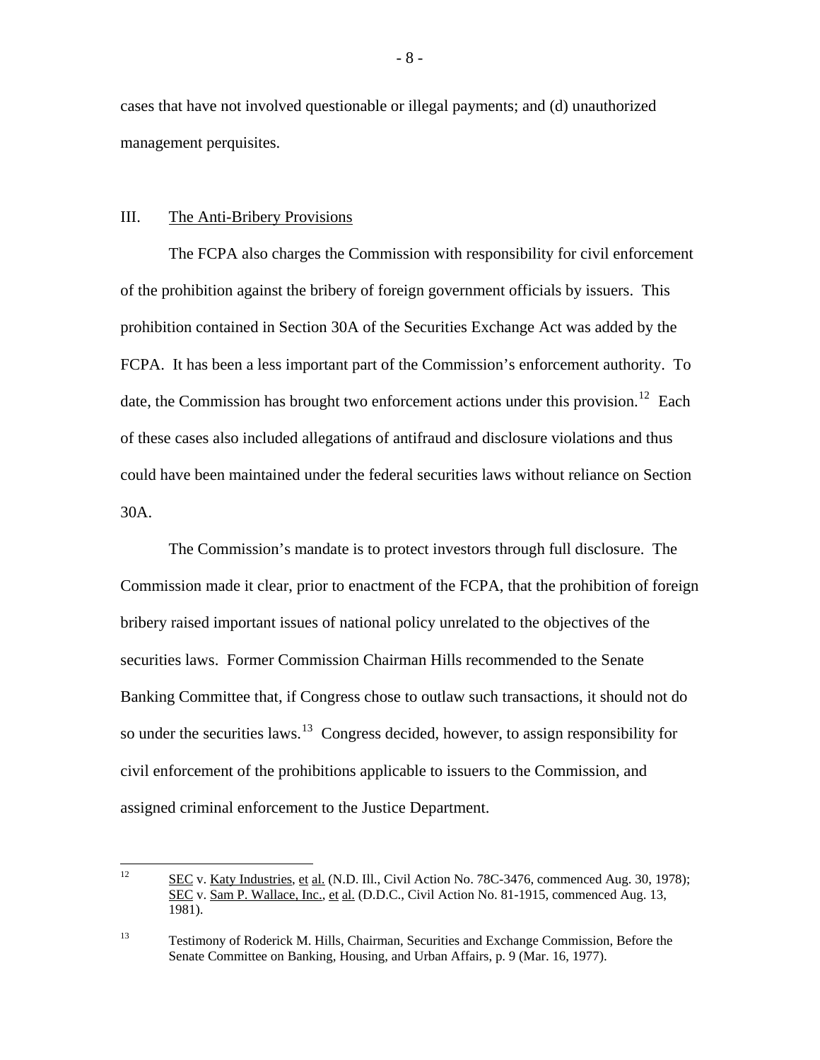cases that have not involved questionable or illegal payments; and (d) unauthorized management perquisites.

## III. The Anti-Bribery Provisions

The FCPA also charges the Commission with responsibility for civil enforcement of the prohibition against the bribery of foreign government officials by issuers. This prohibition contained in Section 30A of the Securities Exchange Act was added by the FCPA. It has been a less important part of the Commission's enforcement authority. To date, the Commission has brought two enforcement actions under this provision.[12] Each of these cases also included allegations of antifraud and disclosure violations and thus could have been maintained under the federal securities laws without reliance on Section 30A.

The Commission's mandate is to protect investors through full disclosure. The Commission made it clear, prior to enactment of the FCPA, that the prohibition of foreign bribery raised important issues of national policy unrelated to the objectives of the securities laws. Former Commission Chairman Hills recommended to the Senate Banking Committee that, if Congress chose to outlaw such transactions, it should not do so under the securities laws.[13] Congress decided, however, to assign responsibility for civil enforcement of the prohibitions applicable to issuers to the Commission, and assigned criminal enforcement to the Justice Department.

---

[12] SEC v. Katy Industries, et al. (N.D. Ill., Civil Action No. 78C-3476, commenced Aug. 30, 1978); SEC v. Sam P. Wallace, Inc., et al. (D.D.C., Civil Action No. 81-1915, commenced Aug. 13, 1981).

[13] Testimony of Roderick M. Hills, Chairman, Securities and Exchange Commission, Before the Senate Committee on Banking, Housing, and Urban Affairs, p. 9 (Mar. 16, 1977).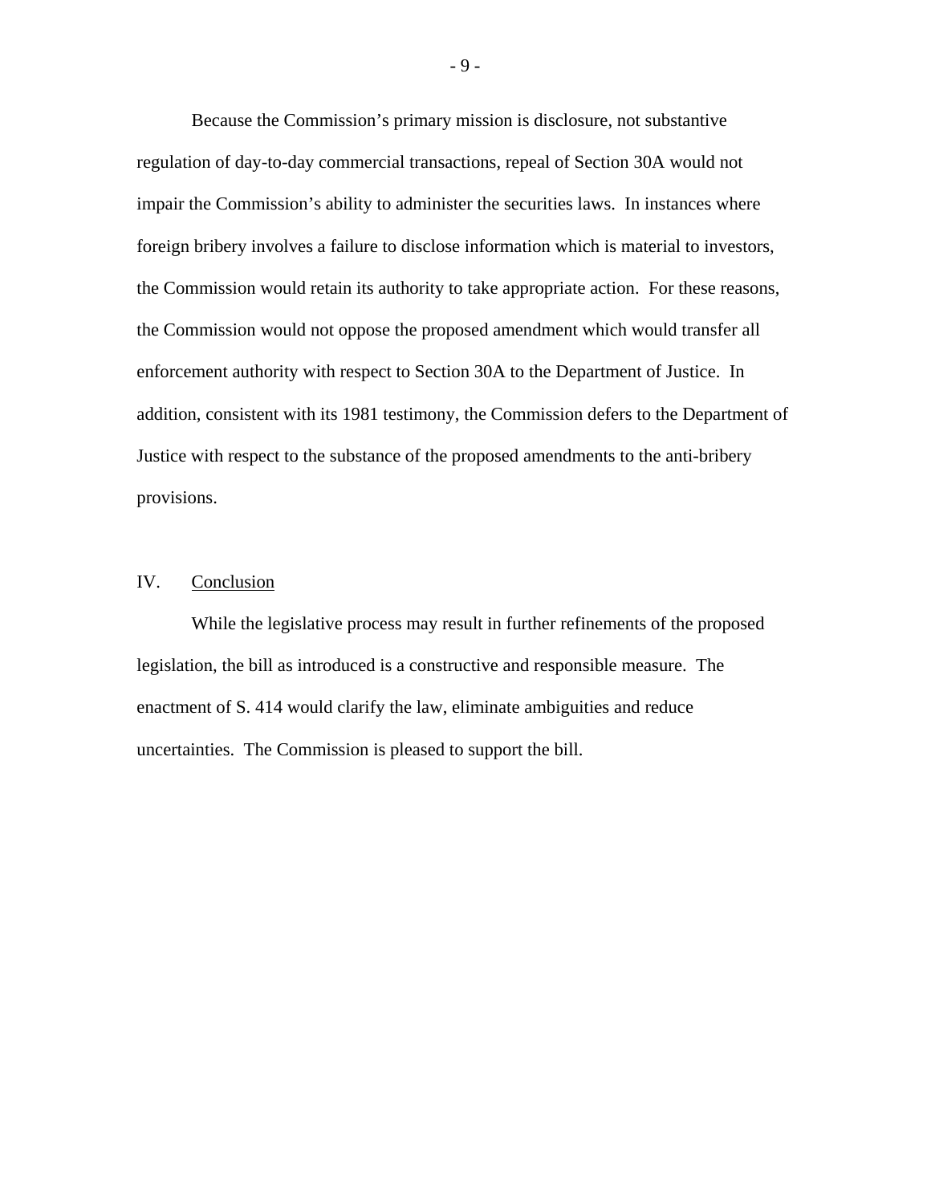Because the Commission's primary mission is disclosure, not substantive regulation of day-to-day commercial transactions, repeal of Section 30A would not impair the Commission's ability to administer the securities laws. In instances where foreign bribery involves a failure to disclose information which is material to investors, the Commission would retain its authority to take appropriate action. For these reasons, the Commission would not oppose the proposed amendment which would transfer all enforcement authority with respect to Section 30A to the Department of Justice. In addition, consistent with its 1981 testimony, the Commission defers to the Department of Justice with respect to the substance of the proposed amendments to the anti-bribery provisions.

## IV. Conclusion

While the legislative process may result in further refinements of the proposed legislation, the bill as introduced is a constructive and responsible measure. The enactment of S. 414 would clarify the law, eliminate ambiguities and reduce uncertainties. The Commission is pleased to support the bill.